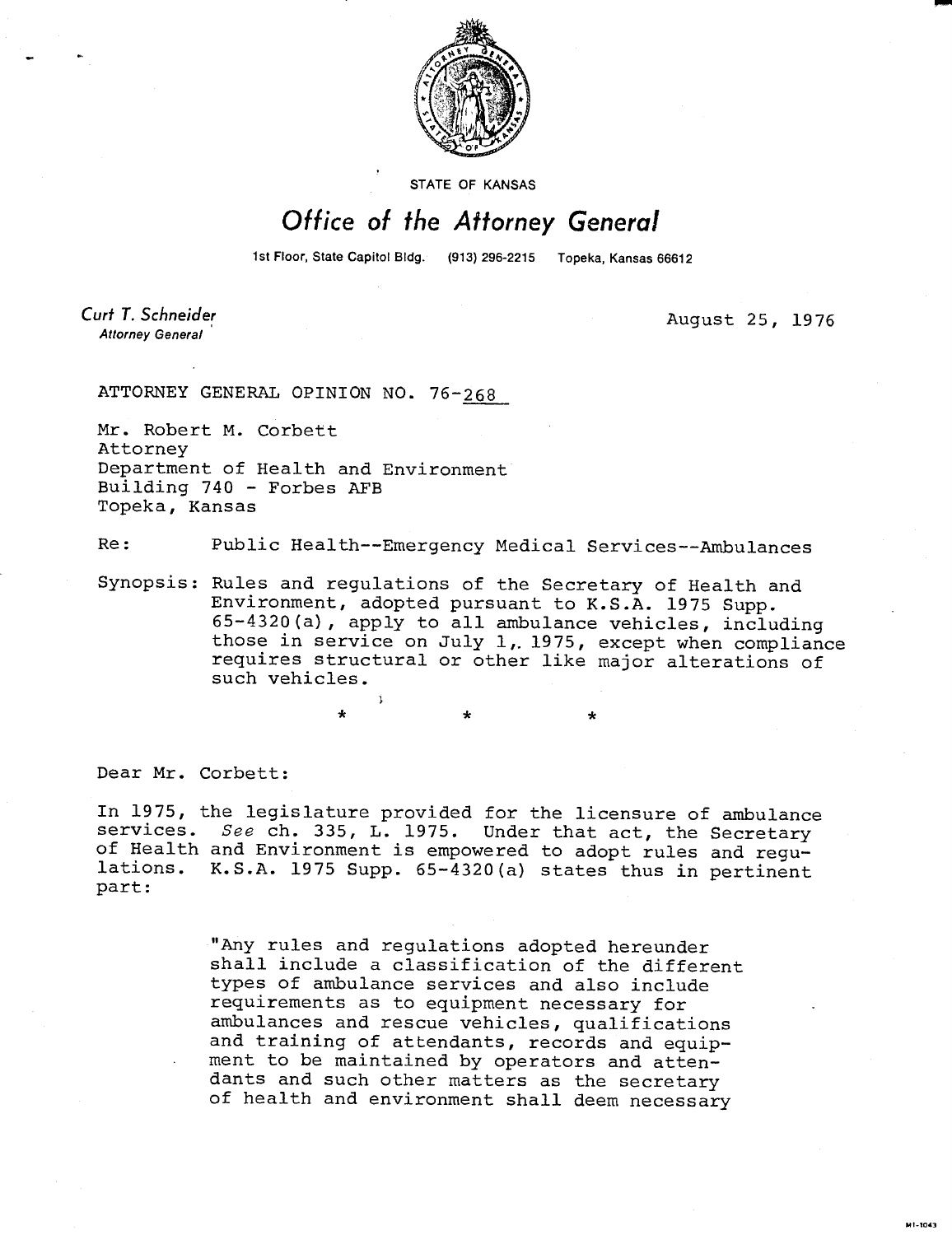STATE OF KANSAS

# Office of the Attorney General

1st Floor, State Capitol Bldg. (913) 296-2215 Topeka, Kansas 66612

*Curt T. Schneider*
*Attorney General*

August 25, 1976

ATTORNEY GENERAL OPINION NO. 76-268

Mr. Robert M. Corbett
Attorney
Department of Health and Environment
Building 740 - Forbes AFB
Topeka, Kansas

Re: Public Health--Emergency Medical Services--Ambulances

Synopsis: Rules and regulations of the Secretary of Health and Environment, adopted pursuant to K.S.A. 1975 Supp. 65-4320(a), apply to all ambulance vehicles, including those in service on July 1, 1975, except when compliance requires structural or other like major alterations of such vehicles.

\* \* \*

Dear Mr. Corbett:

In 1975, the legislature provided for the licensure of ambulance services. *See* ch. 335, L. 1975. Under that act, the Secretary of Health and Environment is empowered to adopt rules and regulations. K.S.A. 1975 Supp. 65-4320(a) states thus in pertinent part:

> "Any rules and regulations adopted hereunder shall include a classification of the different types of ambulance services and also include requirements as to equipment necessary for ambulances and rescue vehicles, qualifications and training of attendants, records and equipment to be maintained by operators and attendants and such other matters as the secretary of health and environment shall deem necessary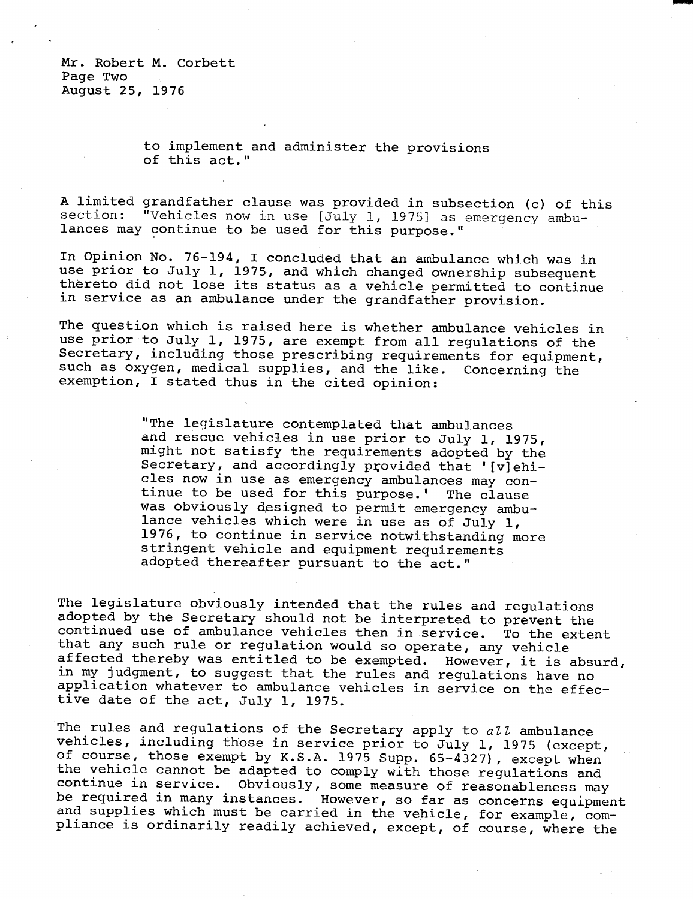Mr. Robert M. Corbett
Page Two
August 25, 1976

> to implement and administer the provisions of this act."

A limited grandfather clause was provided in subsection (c) of this section: "Vehicles now in use [July 1, 1975] as emergency ambulances may continue to be used for this purpose."

In Opinion No. 76-194, I concluded that an ambulance which was in use prior to July 1, 1975, and which changed ownership subsequent thereto did not lose its status as a vehicle permitted to continue in service as an ambulance under the grandfather provision.

The question which is raised here is whether ambulance vehicles in use prior to July 1, 1975, are exempt from all regulations of the Secretary, including those prescribing requirements for equipment, such as oxygen, medical supplies, and the like. Concerning the exemption, I stated thus in the cited opinion:

> "The legislature contemplated that ambulances and rescue vehicles in use prior to July 1, 1975, might not satisfy the requirements adopted by the Secretary, and accordingly provided that '[v]ehicles now in use as emergency ambulances may continue to be used for this purpose.' The clause was obviously designed to permit emergency ambulance vehicles which were in use as of July 1, 1976, to continue in service notwithstanding more stringent vehicle and equipment requirements adopted thereafter pursuant to the act."

The legislature obviously intended that the rules and regulations adopted by the Secretary should not be interpreted to prevent the continued use of ambulance vehicles then in service. To the extent that any such rule or regulation would so operate, any vehicle affected thereby was entitled to be exempted. However, it is absurd, in my judgment, to suggest that the rules and regulations have no application whatever to ambulance vehicles in service on the effective date of the act, July 1, 1975.

The rules and regulations of the Secretary apply to *all* ambulance vehicles, including those in service prior to July 1, 1975 (except, of course, those exempt by K.S.A. 1975 Supp. 65-4327), except when the vehicle cannot be adapted to comply with those regulations and continue in service. Obviously, some measure of reasonableness may be required in many instances. However, so far as concerns equipment and supplies which must be carried in the vehicle, for example, compliance is ordinarily readily achieved, except, of course, where the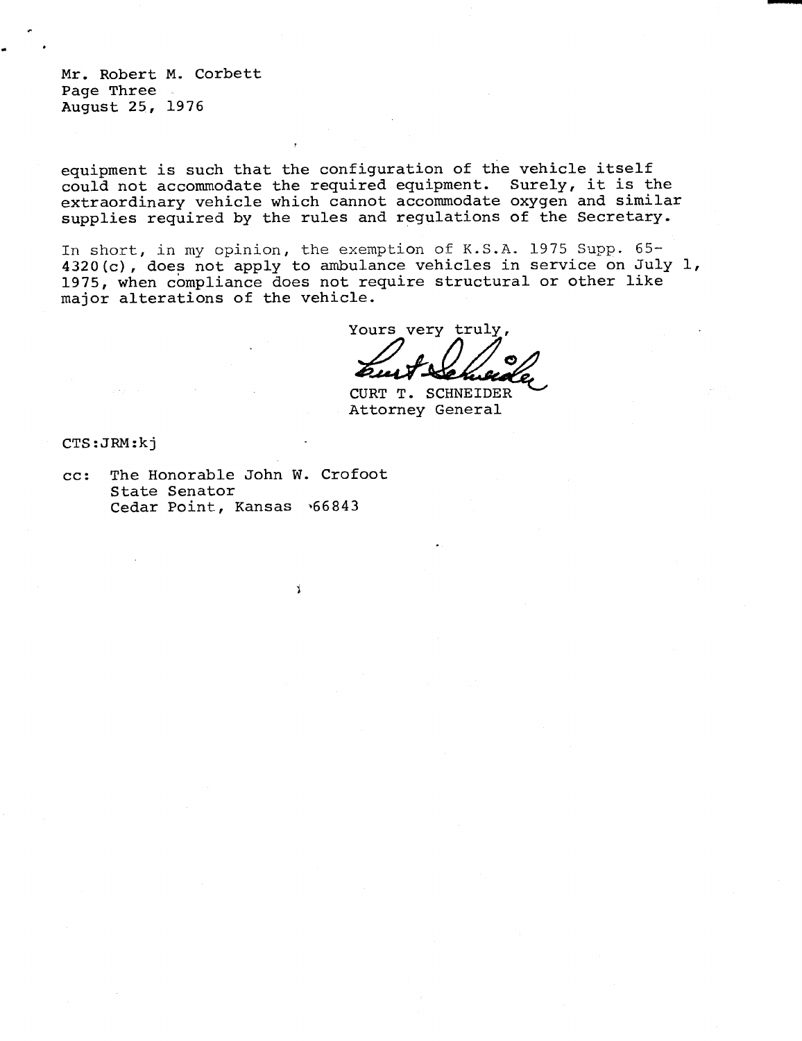Mr. Robert M. Corbett
Page Three
August 25, 1976

equipment is such that the configuration of the vehicle itself could not accommodate the required equipment. Surely, it is the extraordinary vehicle which cannot accommodate oxygen and similar supplies required by the rules and regulations of the Secretary.

In short, in my opinion, the exemption of K.S.A. 1975 Supp. 65-4320(c), does not apply to ambulance vehicles in service on July 1, 1975, when compliance does not require structural or other like major alterations of the vehicle.

Yours very truly,

CURT T. SCHNEIDER
Attorney General

CTS:JRM:kj

cc: The Honorable John W. Crofoot
State Senator
Cedar Point, Kansas 66843